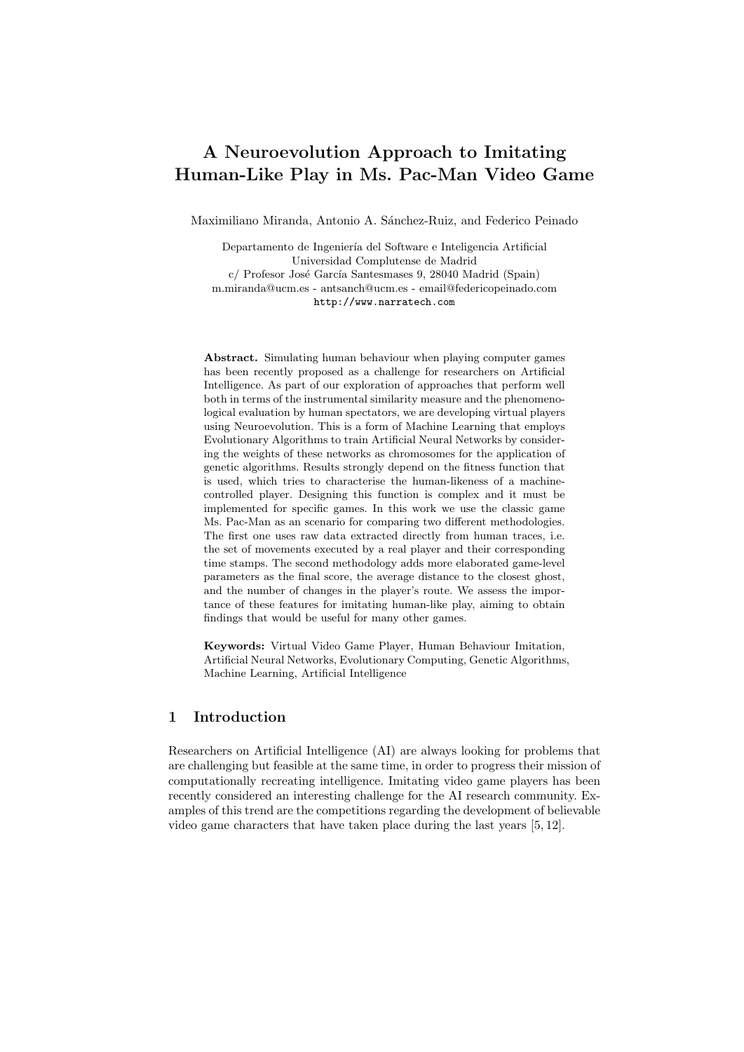# A Neuroevolution Approach to Imitating Human-Like Play in Ms. Pac-Man Video Game

Maximiliano Miranda, Antonio A. Sánchez-Ruiz, and Federico Peinado

Departamento de Ingeniería del Software e Inteligencia Artificial
Universidad Complutense de Madrid
c/ Profesor José García Santesmases 9, 28040 Madrid (Spain)
m.miranda@ucm.es - antsanch@ucm.es - email@federicopeinado.com
http://www.narratech.com

**Abstract.** Simulating human behaviour when playing computer games has been recently proposed as a challenge for researchers on Artificial Intelligence. As part of our exploration of approaches that perform well both in terms of the instrumental similarity measure and the phenomenological evaluation by human spectators, we are developing virtual players using Neuroevolution. This is a form of Machine Learning that employs Evolutionary Algorithms to train Artificial Neural Networks by considering the weights of these networks as chromosomes for the application of genetic algorithms. Results strongly depend on the fitness function that is used, which tries to characterise the human-likeness of a machine-controlled player. Designing this function is complex and it must be implemented for specific games. In this work we use the classic game Ms. Pac-Man as an scenario for comparing two different methodologies. The first one uses raw data extracted directly from human traces, i.e. the set of movements executed by a real player and their corresponding time stamps. The second methodology adds more elaborated game-level parameters as the final score, the average distance to the closest ghost, and the number of changes in the player's route. We assess the importance of these features for imitating human-like play, aiming to obtain findings that would be useful for many other games.

**Keywords:** Virtual Video Game Player, Human Behaviour Imitation, Artificial Neural Networks, Evolutionary Computing, Genetic Algorithms, Machine Learning, Artificial Intelligence

## 1 Introduction

Researchers on Artificial Intelligence (AI) are always looking for problems that are challenging but feasible at the same time, in order to progress their mission of computationally recreating intelligence. Imitating video game players has been recently considered an interesting challenge for the AI research community. Examples of this trend are the competitions regarding the development of believable video game characters that have taken place during the last years [5, 12].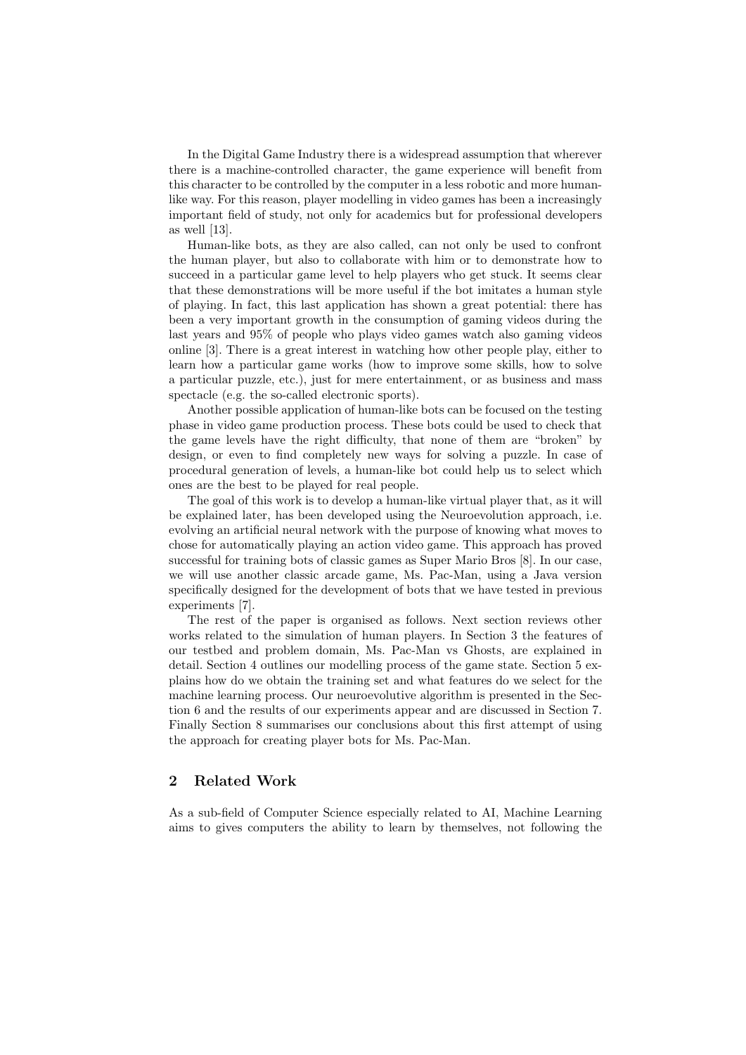In the Digital Game Industry there is a widespread assumption that wherever there is a machine-controlled character, the game experience will benefit from this character to be controlled by the computer in a less robotic and more human-like way. For this reason, player modelling in video games has been a increasingly important field of study, not only for academics but for professional developers as well [13].

Human-like bots, as they are also called, can not only be used to confront the human player, but also to collaborate with him or to demonstrate how to succeed in a particular game level to help players who get stuck. It seems clear that these demonstrations will be more useful if the bot imitates a human style of playing. In fact, this last application has shown a great potential: there has been a very important growth in the consumption of gaming videos during the last years and 95% of people who plays video games watch also gaming videos online [3]. There is a great interest in watching how other people play, either to learn how a particular game works (how to improve some skills, how to solve a particular puzzle, etc.), just for mere entertainment, or as business and mass spectacle (e.g. the so-called electronic sports).

Another possible application of human-like bots can be focused on the testing phase in video game production process. These bots could be used to check that the game levels have the right difficulty, that none of them are "broken" by design, or even to find completely new ways for solving a puzzle. In case of procedural generation of levels, a human-like bot could help us to select which ones are the best to be played for real people.

The goal of this work is to develop a human-like virtual player that, as it will be explained later, has been developed using the Neuroevolution approach, i.e. evolving an artificial neural network with the purpose of knowing what moves to chose for automatically playing an action video game. This approach has proved successful for training bots of classic games as Super Mario Bros [8]. In our case, we will use another classic arcade game, Ms. Pac-Man, using a Java version specifically designed for the development of bots that we have tested in previous experiments [7].

The rest of the paper is organised as follows. Next section reviews other works related to the simulation of human players. In Section 3 the features of our testbed and problem domain, Ms. Pac-Man vs Ghosts, are explained in detail. Section 4 outlines our modelling process of the game state. Section 5 explains how do we obtain the training set and what features do we select for the machine learning process. Our neuroevolutive algorithm is presented in the Section 6 and the results of our experiments appear and are discussed in Section 7. Finally Section 8 summarises our conclusions about this first attempt of using the approach for creating player bots for Ms. Pac-Man.

## 2 Related Work

As a sub-field of Computer Science especially related to AI, Machine Learning aims to gives computers the ability to learn by themselves, not following the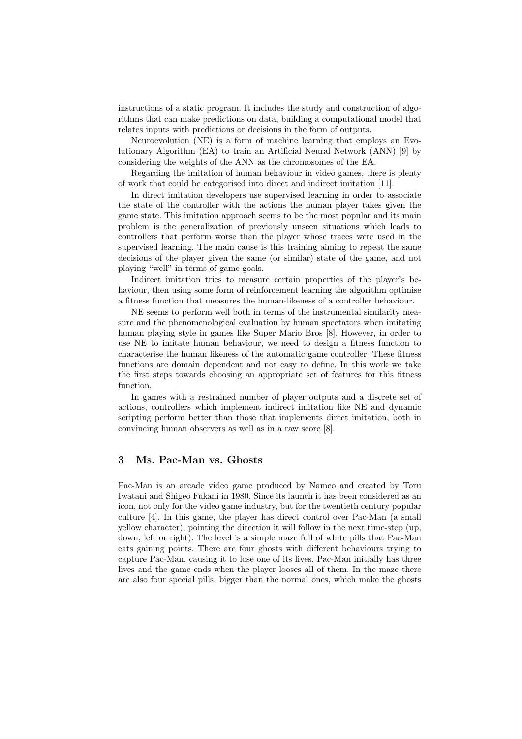instructions of a static program. It includes the study and construction of algorithms that can make predictions on data, building a computational model that relates inputs with predictions or decisions in the form of outputs.

Neuroevolution (NE) is a form of machine learning that employs an Evolutionary Algorithm (EA) to train an Artificial Neural Network (ANN) [9] by considering the weights of the ANN as the chromosomes of the EA.

Regarding the imitation of human behaviour in video games, there is plenty of work that could be categorised into direct and indirect imitation [11].

In direct imitation developers use supervised learning in order to associate the state of the controller with the actions the human player takes given the game state. This imitation approach seems to be the most popular and its main problem is the generalization of previously unseen situations which leads to controllers that perform worse than the player whose traces were used in the supervised learning. The main cause is this training aiming to repeat the same decisions of the player given the same (or similar) state of the game, and not playing "well" in terms of game goals.

Indirect imitation tries to measure certain properties of the player's behaviour, then using some form of reinforcement learning the algorithm optimise a fitness function that measures the human-likeness of a controller behaviour.

NE seems to perform well both in terms of the instrumental similarity measure and the phenomenological evaluation by human spectators when imitating human playing style in games like Super Mario Bros [8]. However, in order to use NE to imitate human behaviour, we need to design a fitness function to characterise the human likeness of the automatic game controller. These fitness functions are domain dependent and not easy to define. In this work we take the first steps towards choosing an appropriate set of features for this fitness function.

In games with a restrained number of player outputs and a discrete set of actions, controllers which implement indirect imitation like NE and dynamic scripting perform better than those that implements direct imitation, both in convincing human observers as well as in a raw score [8].

## 3 Ms. Pac-Man vs. Ghosts

Pac-Man is an arcade video game produced by Namco and created by Toru Iwatani and Shigeo Fukani in 1980. Since its launch it has been considered as an icon, not only for the video game industry, but for the twentieth century popular culture [4]. In this game, the player has direct control over Pac-Man (a small yellow character), pointing the direction it will follow in the next time-step (up, down, left or right). The level is a simple maze full of white pills that Pac-Man eats gaining points. There are four ghosts with different behaviours trying to capture Pac-Man, causing it to lose one of its lives. Pac-Man initially has three lives and the game ends when the player looses all of them. In the maze there are also four special pills, bigger than the normal ones, which make the ghosts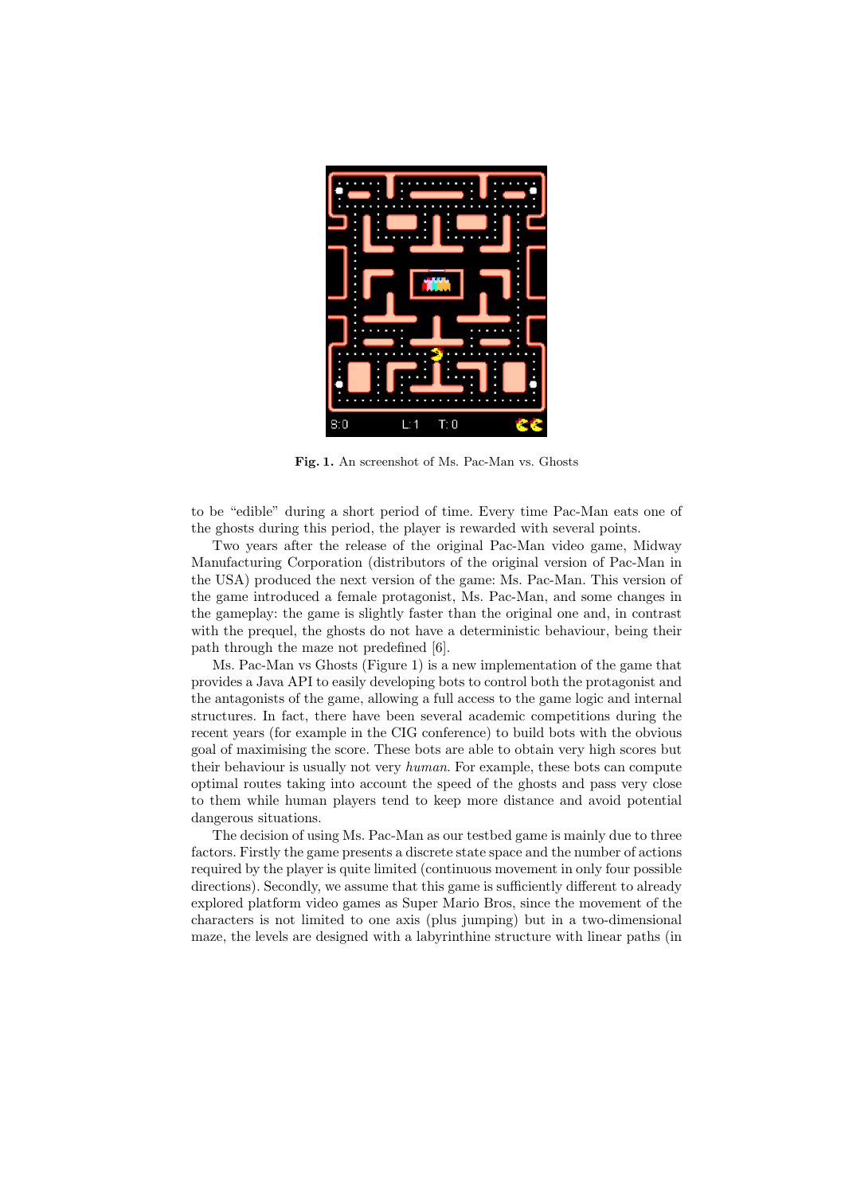**Fig. 1.** An screenshot of Ms. Pac-Man vs. Ghosts

to be "edible" during a short period of time. Every time Pac-Man eats one of the ghosts during this period, the player is rewarded with several points.

Two years after the release of the original Pac-Man video game, Midway Manufacturing Corporation (distributors of the original version of Pac-Man in the USA) produced the next version of the game: Ms. Pac-Man. This version of the game introduced a female protagonist, Ms. Pac-Man, and some changes in the gameplay: the game is slightly faster than the original one and, in contrast with the prequel, the ghosts do not have a deterministic behaviour, being their path through the maze not predefined [6].

Ms. Pac-Man vs Ghosts (Figure 1) is a new implementation of the game that provides a Java API to easily developing bots to control both the protagonist and the antagonists of the game, allowing a full access to the game logic and internal structures. In fact, there have been several academic competitions during the recent years (for example in the CIG conference) to build bots with the obvious goal of maximising the score. These bots are able to obtain very high scores but their behaviour is usually not very *human*. For example, these bots can compute optimal routes taking into account the speed of the ghosts and pass very close to them while human players tend to keep more distance and avoid potential dangerous situations.

The decision of using Ms. Pac-Man as our testbed game is mainly due to three factors. Firstly the game presents a discrete state space and the number of actions required by the player is quite limited (continuous movement in only four possible directions). Secondly, we assume that this game is sufficiently different to already explored platform video games as Super Mario Bros, since the movement of the characters is not limited to one axis (plus jumping) but in a two-dimensional maze, the levels are designed with a labyrinthine structure with linear paths (in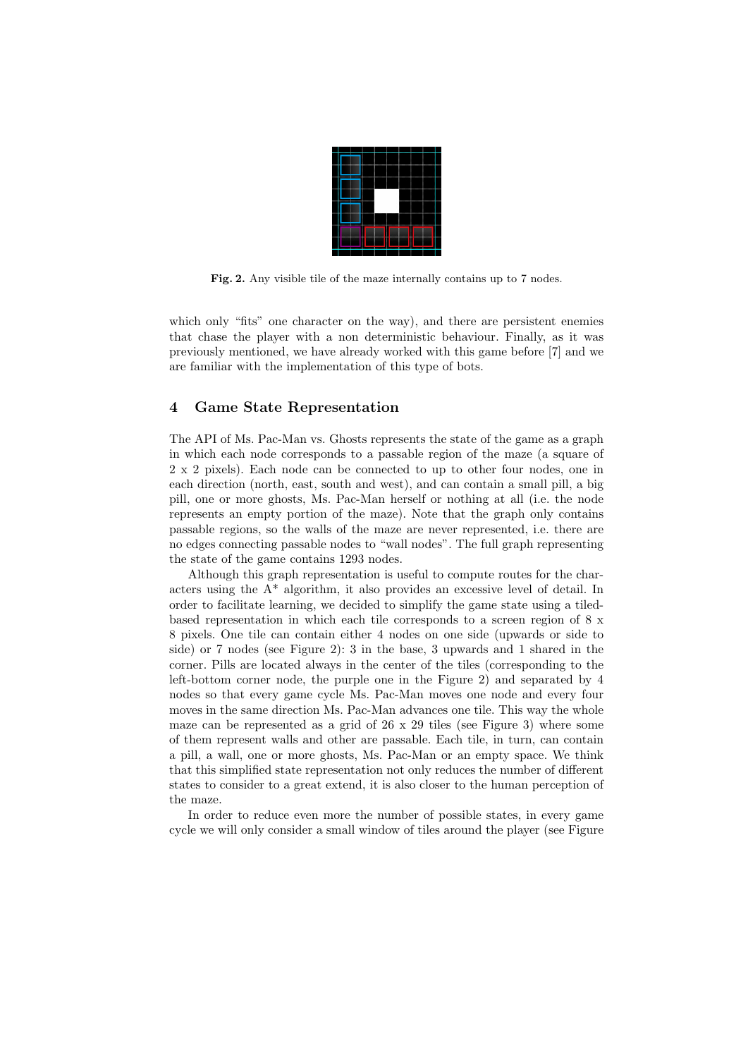**Fig. 2.** Any visible tile of the maze internally contains up to 7 nodes.

which only "fits" one character on the way), and there are persistent enemies that chase the player with a non deterministic behaviour. Finally, as it was previously mentioned, we have already worked with this game before [7] and we are familiar with the implementation of this type of bots.

## 4 Game State Representation

The API of Ms. Pac-Man vs. Ghosts represents the state of the game as a graph in which each node corresponds to a passable region of the maze (a square of 2 x 2 pixels). Each node can be connected to up to other four nodes, one in each direction (north, east, south and west), and can contain a small pill, a big pill, one or more ghosts, Ms. Pac-Man herself or nothing at all (i.e. the node represents an empty portion of the maze). Note that the graph only contains passable regions, so the walls of the maze are never represented, i.e. there are no edges connecting passable nodes to "wall nodes". The full graph representing the state of the game contains 1293 nodes.

Although this graph representation is useful to compute routes for the characters using the A* algorithm, it also provides an excessive level of detail. In order to facilitate learning, we decided to simplify the game state using a tiled-based representation in which each tile corresponds to a screen region of 8 x 8 pixels. One tile can contain either 4 nodes on one side (upwards or side to side) or 7 nodes (see Figure 2): 3 in the base, 3 upwards and 1 shared in the corner. Pills are located always in the center of the tiles (corresponding to the left-bottom corner node, the purple one in the Figure 2) and separated by 4 nodes so that every game cycle Ms. Pac-Man moves one node and every four moves in the same direction Ms. Pac-Man advances one tile. This way the whole maze can be represented as a grid of 26 x 29 tiles (see Figure 3) where some of them represent walls and other are passable. Each tile, in turn, can contain a pill, a wall, one or more ghosts, Ms. Pac-Man or an empty space. We think that this simplified state representation not only reduces the number of different states to consider to a great extend, it is also closer to the human perception of the maze.

In order to reduce even more the number of possible states, in every game cycle we will only consider a small window of tiles around the player (see Figure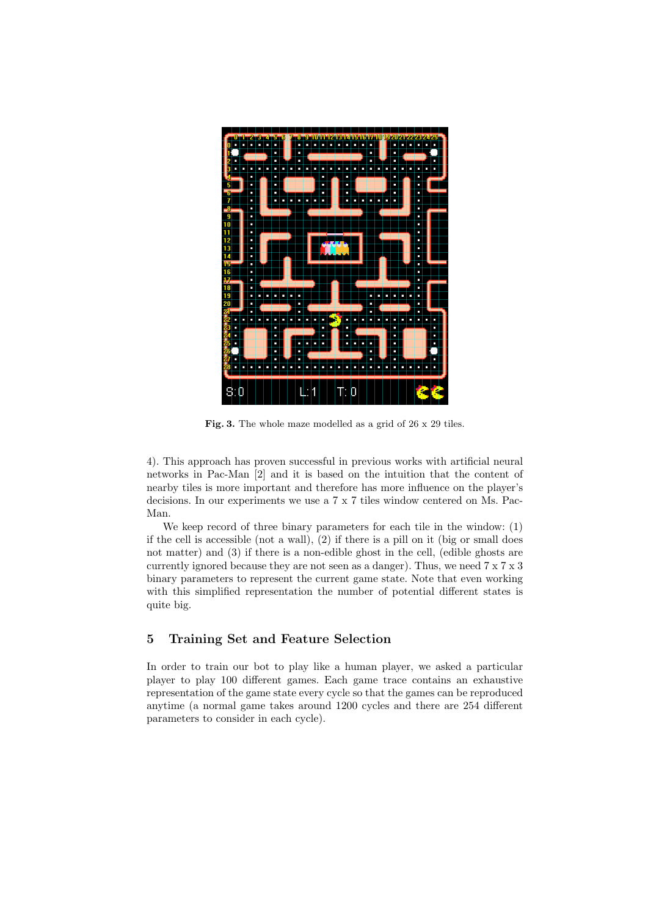**Fig. 3.** The whole maze modelled as a grid of 26 x 29 tiles.

4). This approach has proven successful in previous works with artificial neural networks in Pac-Man [2] and it is based on the intuition that the content of nearby tiles is more important and therefore has more influence on the player's decisions. In our experiments we use a 7 x 7 tiles window centered on Ms. Pac-Man.

We keep record of three binary parameters for each tile in the window: (1) if the cell is accessible (not a wall), (2) if there is a pill on it (big or small does not matter) and (3) if there is a non-edible ghost in the cell, (edible ghosts are currently ignored because they are not seen as a danger). Thus, we need 7 x 7 x 3 binary parameters to represent the current game state. Note that even working with this simplified representation the number of potential different states is quite big.

## 5 Training Set and Feature Selection

In order to train our bot to play like a human player, we asked a particular player to play 100 different games. Each game trace contains an exhaustive representation of the game state every cycle so that the games can be reproduced anytime (a normal game takes around 1200 cycles and there are 254 different parameters to consider in each cycle).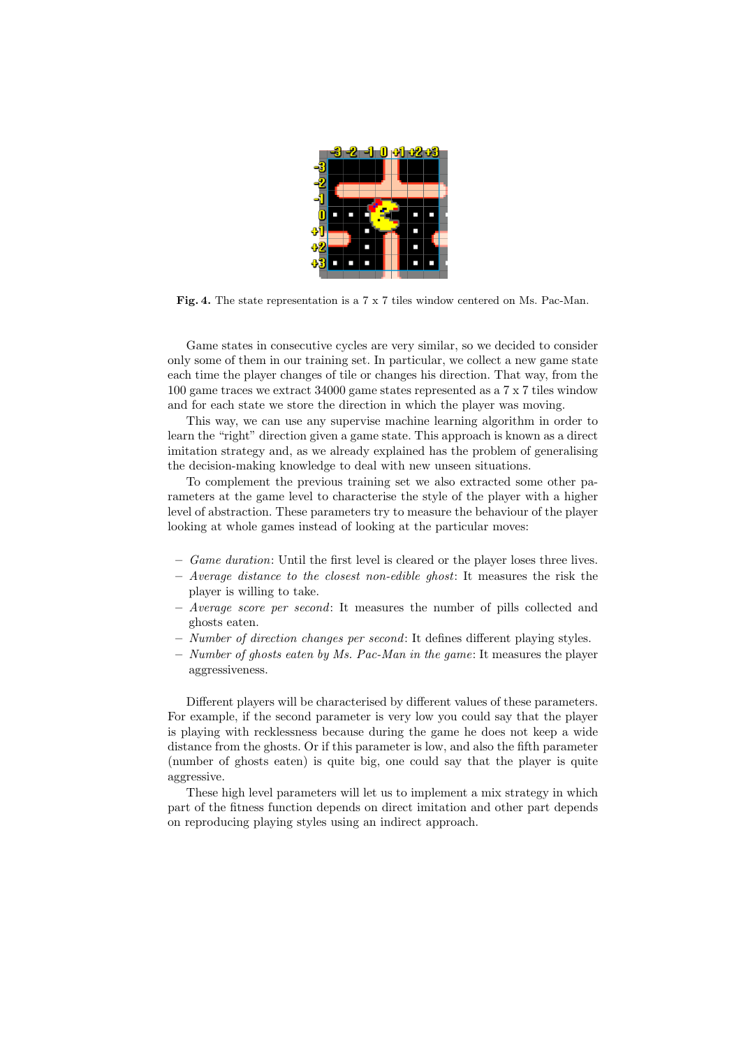-3 -2 -1 0 +1 +2 +3

-3
-2
-1
0
+1
+2
+3

**Fig. 4.** The state representation is a 7 x 7 tiles window centered on Ms. Pac-Man.

Game states in consecutive cycles are very similar, so we decided to consider only some of them in our training set. In particular, we collect a new game state each time the player changes of tile or changes his direction. That way, from the 100 game traces we extract 34000 game states represented as a 7 x 7 tiles window and for each state we store the direction in which the player was moving.

This way, we can use any supervise machine learning algorithm in order to learn the "right" direction given a game state. This approach is known as a direct imitation strategy and, as we already explained has the problem of generalising the decision-making knowledge to deal with new unseen situations.

To complement the previous training set we also extracted some other parameters at the game level to characterise the style of the player with a higher level of abstraction. These parameters try to measure the behaviour of the player looking at whole games instead of looking at the particular moves:

- *Game duration*: Until the first level is cleared or the player loses three lives.
- *Average distance to the closest non-edible ghost*: It measures the risk the player is willing to take.
- *Average score per second*: It measures the number of pills collected and ghosts eaten.
- *Number of direction changes per second*: It defines different playing styles.
- *Number of ghosts eaten by Ms. Pac-Man in the game*: It measures the player aggressiveness.

Different players will be characterised by different values of these parameters. For example, if the second parameter is very low you could say that the player is playing with recklessness because during the game he does not keep a wide distance from the ghosts. Or if this parameter is low, and also the fifth parameter (number of ghosts eaten) is quite big, one could say that the player is quite aggressive.

These high level parameters will let us to implement a mix strategy in which part of the fitness function depends on direct imitation and other part depends on reproducing playing styles using an indirect approach.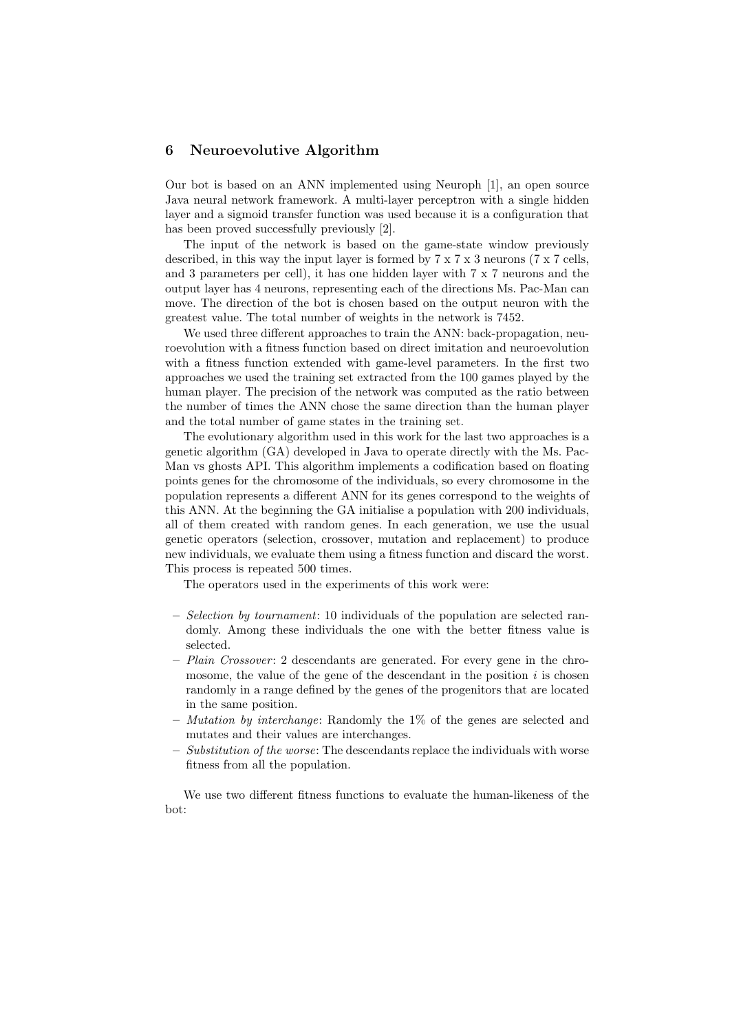## 6 Neuroevolutive Algorithm

Our bot is based on an ANN implemented using Neuroph [1], an open source Java neural network framework. A multi-layer perceptron with a single hidden layer and a sigmoid transfer function was used because it is a configuration that has been proved successfully previously [2].

The input of the network is based on the game-state window previously described, in this way the input layer is formed by 7 x 7 x 3 neurons (7 x 7 cells, and 3 parameters per cell), it has one hidden layer with 7 x 7 neurons and the output layer has 4 neurons, representing each of the directions Ms. Pac-Man can move. The direction of the bot is chosen based on the output neuron with the greatest value. The total number of weights in the network is 7452.

We used three different approaches to train the ANN: back-propagation, neuroevolution with a fitness function based on direct imitation and neuroevolution with a fitness function extended with game-level parameters. In the first two approaches we used the training set extracted from the 100 games played by the human player. The precision of the network was computed as the ratio between the number of times the ANN chose the same direction than the human player and the total number of game states in the training set.

The evolutionary algorithm used in this work for the last two approaches is a genetic algorithm (GA) developed in Java to operate directly with the Ms. Pac-Man vs ghosts API. This algorithm implements a codification based on floating points genes for the chromosome of the individuals, so every chromosome in the population represents a different ANN for its genes correspond to the weights of this ANN. At the beginning the GA initialise a population with 200 individuals, all of them created with random genes. In each generation, we use the usual genetic operators (selection, crossover, mutation and replacement) to produce new individuals, we evaluate them using a fitness function and discard the worst. This process is repeated 500 times.

The operators used in the experiments of this work were:

- *Selection by tournament*: 10 individuals of the population are selected randomly. Among these individuals the one with the better fitness value is selected.
- *Plain Crossover*: 2 descendants are generated. For every gene in the chromosome, the value of the gene of the descendant in the position $i$ is chosen randomly in a range defined by the genes of the progenitors that are located in the same position.
- *Mutation by interchange*: Randomly the 1% of the genes are selected and mutates and their values are interchanges.
- *Substitution of the worse*: The descendants replace the individuals with worse fitness from all the population.

We use two different fitness functions to evaluate the human-likeness of the bot: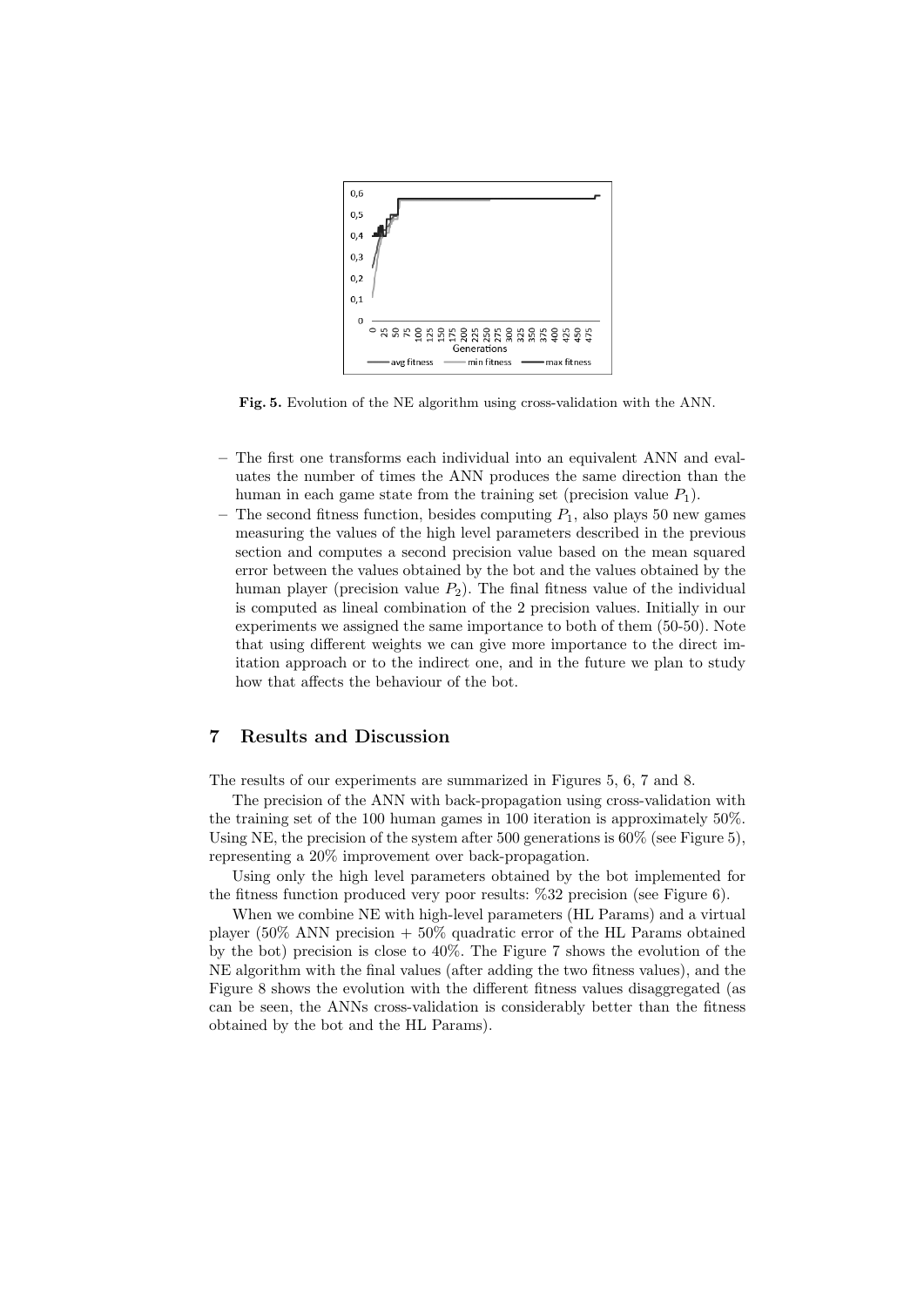0,6
0,5
0,4
0,3
0,2
0,1
0
0 25 50 75 100 125 150 175 200 225 250 275 300 325 350 375 400 425 450 475
Generations
avg fitness min fitness max fitness

**Fig. 5.** Evolution of the NE algorithm using cross-validation with the ANN.

- The first one transforms each individual into an equivalent ANN and evaluates the number of times the ANN produces the same direction than the human in each game state from the training set (precision value $P_1$).
- The second fitness function, besides computing $P_1$, also plays 50 new games measuring the values of the high level parameters described in the previous section and computes a second precision value based on the mean squared error between the values obtained by the bot and the values obtained by the human player (precision value $P_2$). The final fitness value of the individual is computed as lineal combination of the 2 precision values. Initially in our experiments we assigned the same importance to both of them (50-50). Note that using different weights we can give more importance to the direct imitation approach or to the indirect one, and in the future we plan to study how that affects the behaviour of the bot.

## 7 Results and Discussion

The results of our experiments are summarized in Figures 5, 6, 7 and 8.

The precision of the ANN with back-propagation using cross-validation with the training set of the 100 human games in 100 iteration is approximately 50%. Using NE, the precision of the system after 500 generations is 60% (see Figure 5), representing a 20% improvement over back-propagation.

Using only the high level parameters obtained by the bot implemented for the fitness function produced very poor results: %32 precision (see Figure 6).

When we combine NE with high-level parameters (HL Params) and a virtual player (50% ANN precision + 50% quadratic error of the HL Params obtained by the bot) precision is close to 40%. The Figure 7 shows the evolution of the NE algorithm with the final values (after adding the two fitness values), and the Figure 8 shows the evolution with the different fitness values disaggregated (as can be seen, the ANNs cross-validation is considerably better than the fitness obtained by the bot and the HL Params).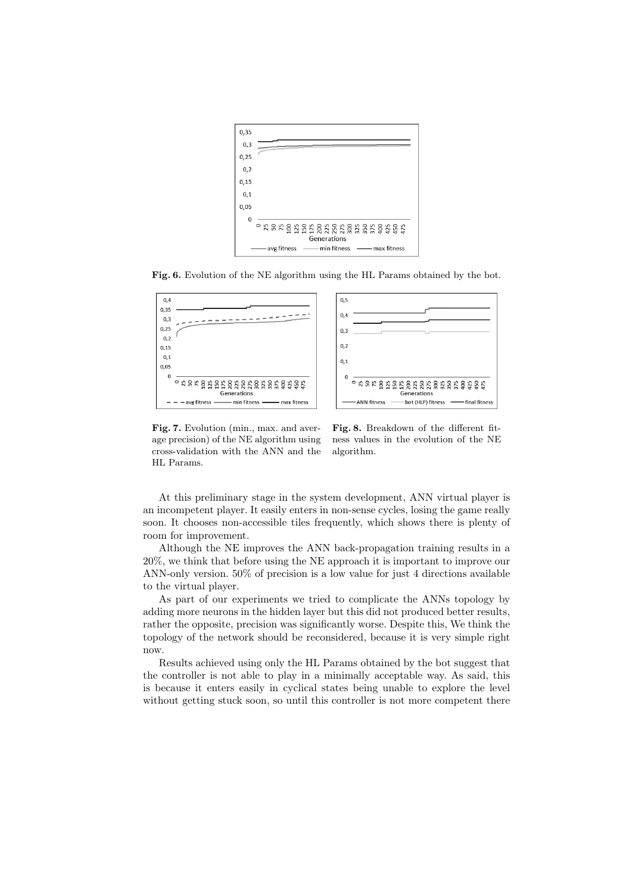0,35
0,3
0,25
0,2
0,15
0,1
0,05
0
0 25 50 75 100 125 150 175 200 225 250 275 300 325 350 375 400 425 450 475
Generations
avg fitness min fitness max fitness

**Fig. 6.** Evolution of the NE algorithm using the HL Params obtained by the bot.

0,4
0,35
0,3
0,25
0,2
0,15
0,1
0,05
0
0 25 50 75 100 125 150 175 200 225 250 275 300 325 350 375 400 425 450 475
Generations
avg fitness min fitness max fitness

**Fig. 7.** Evolution (min., max. and average precision) of the NE algorithm using cross-validation with the ANN and the HL Params.

0,5
0,4
0,3
0,2
0,1
0
0 25 50 75 100 125 150 175 200 225 250 275 300 325 350 375 400 425 450 475
Generations
ANN fitness bot (HLP) fitness final fitness

**Fig. 8.** Breakdown of the different fitness values in the evolution of the NE algorithm.

At this preliminary stage in the system development, ANN virtual player is an incompetent player. It easily enters in non-sense cycles, losing the game really soon. It chooses non-accessible tiles frequently, which shows there is plenty of room for improvement.

Although the NE improves the ANN back-propagation training results in a 20%, we think that before using the NE approach it is important to improve our ANN-only version. 50% of precision is a low value for just 4 directions available to the virtual player.

As part of our experiments we tried to complicate the ANNs topology by adding more neurons in the hidden layer but this did not produced better results, rather the opposite, precision was significantly worse. Despite this, We think the topology of the network should be reconsidered, because it is very simple right now.

Results achieved using only the HL Params obtained by the bot suggest that the controller is not able to play in a minimally acceptable way. As said, this is because it enters easily in cyclical states being unable to explore the level without getting stuck soon, so until this controller is not more competent there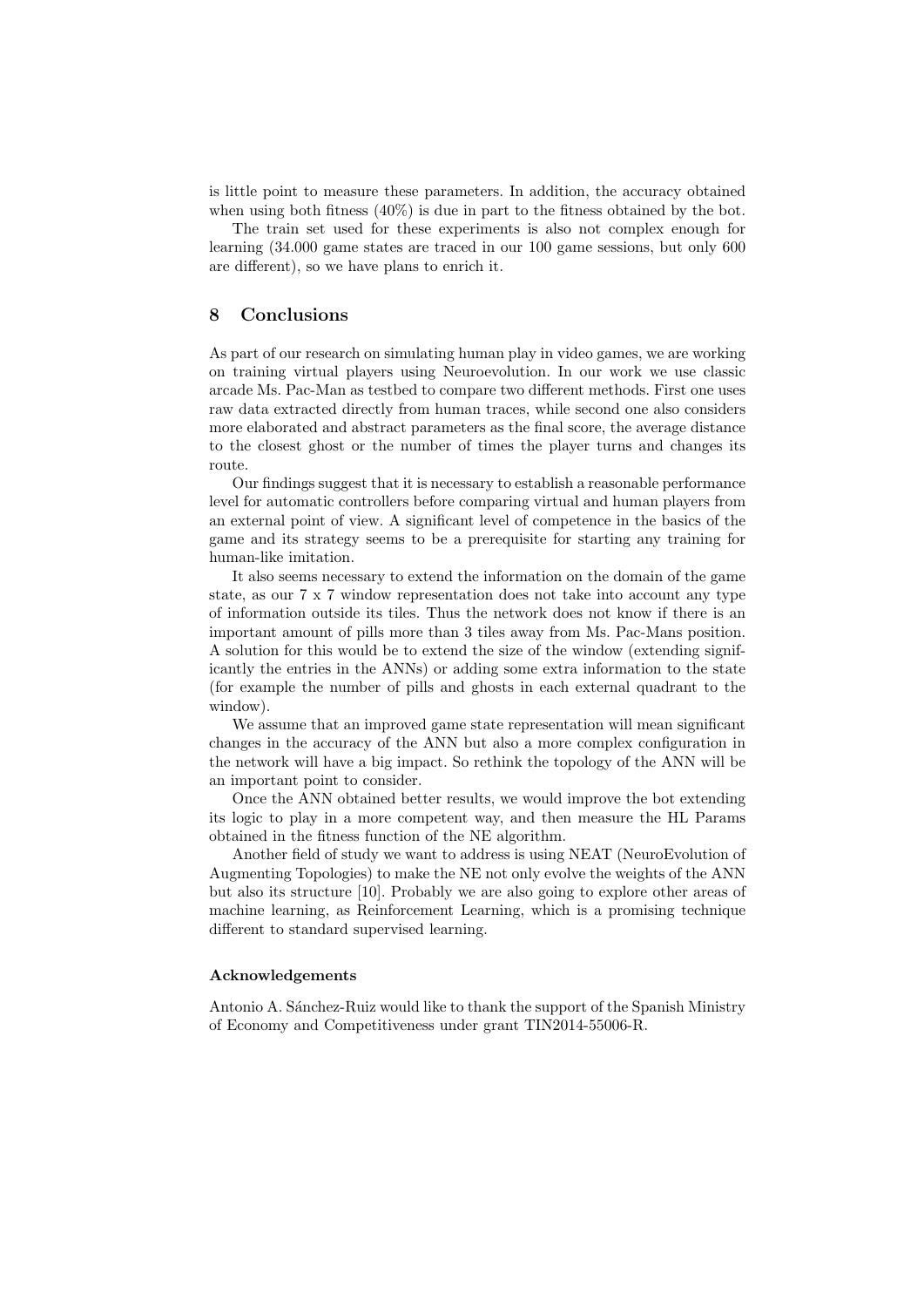is little point to measure these parameters. In addition, the accuracy obtained when using both fitness (40%) is due in part to the fitness obtained by the bot.

The train set used for these experiments is also not complex enough for learning (34.000 game states are traced in our 100 game sessions, but only 600 are different), so we have plans to enrich it.

## 8 Conclusions

As part of our research on simulating human play in video games, we are working on training virtual players using Neuroevolution. In our work we use classic arcade Ms. Pac-Man as testbed to compare two different methods. First one uses raw data extracted directly from human traces, while second one also considers more elaborated and abstract parameters as the final score, the average distance to the closest ghost or the number of times the player turns and changes its route.

Our findings suggest that it is necessary to establish a reasonable performance level for automatic controllers before comparing virtual and human players from an external point of view. A significant level of competence in the basics of the game and its strategy seems to be a prerequisite for starting any training for human-like imitation.

It also seems necessary to extend the information on the domain of the game state, as our 7 x 7 window representation does not take into account any type of information outside its tiles. Thus the network does not know if there is an important amount of pills more than 3 tiles away from Ms. Pac-Mans position. A solution for this would be to extend the size of the window (extending significantly the entries in the ANNs) or adding some extra information to the state (for example the number of pills and ghosts in each external quadrant to the window).

We assume that an improved game state representation will mean significant changes in the accuracy of the ANN but also a more complex configuration in the network will have a big impact. So rethink the topology of the ANN will be an important point to consider.

Once the ANN obtained better results, we would improve the bot extending its logic to play in a more competent way, and then measure the HL Params obtained in the fitness function of the NE algorithm.

Another field of study we want to address is using NEAT (NeuroEvolution of Augmenting Topologies) to make the NE not only evolve the weights of the ANN but also its structure [10]. Probably we are also going to explore other areas of machine learning, as Reinforcement Learning, which is a promising technique different to standard supervised learning.

#### Acknowledgements

Antonio A. Sánchez-Ruiz would like to thank the support of the Spanish Ministry of Economy and Competitiveness under grant TIN2014-55006-R.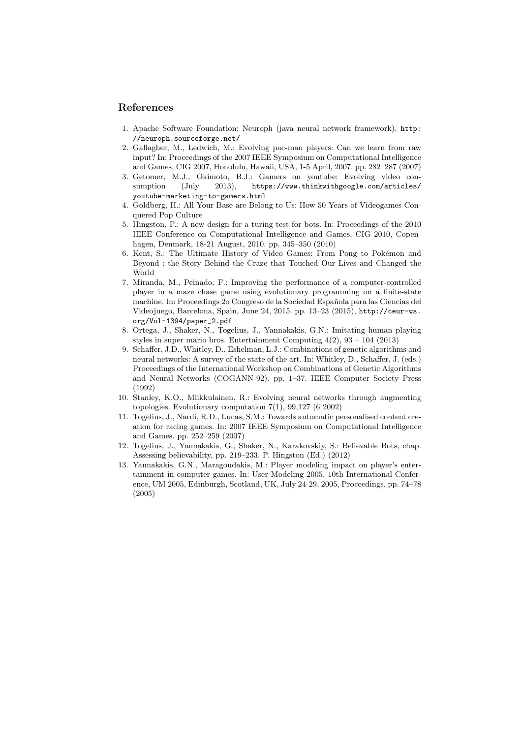## References

1. Apache Software Foundation: Neuroph (java neural network framework), http://neuroph.sourceforge.net/
2. Gallagher, M., Ledwich, M.: Evolving pac-man players: Can we learn from raw input? In: Proceedings of the 2007 IEEE Symposium on Computational Intelligence and Games, CIG 2007, Honolulu, Hawaii, USA, 1-5 April, 2007. pp. 282–287 (2007)
3. Getomer, M.J., Okimoto, B.J.: Gamers on youtube: Evolving video consumption (July 2013), https://www.thinkwithgoogle.com/articles/youtube-marketing-to-gamers.html
4. Goldberg, H.: All Your Base are Belong to Us: How 50 Years of Videogames Conquered Pop Culture
5. Hingston, P.: A new design for a turing test for bots. In: Proceedings of the 2010 IEEE Conference on Computational Intelligence and Games, CIG 2010, Copenhagen, Denmark, 18-21 August, 2010. pp. 345–350 (2010)
6. Kent, S.: The Ultimate History of Video Games: From Pong to Pokémon and Beyond : the Story Behind the Craze that Touched Our Lives and Changed the World
7. Miranda, M., Peinado, F.: Improving the performance of a computer-controlled player in a maze chase game using evolutionary programming on a finite-state machine. In: Proceedings 2o Congreso de la Sociedad Española para las Ciencias del Videojuego, Barcelona, Spain, June 24, 2015. pp. 13–23 (2015), http://ceur-ws.org/Vol-1394/paper_2.pdf
8. Ortega, J., Shaker, N., Togelius, J., Yannakakis, G.N.: Imitating human playing styles in super mario bros. Entertainment Computing 4(2), 93 – 104 (2013)
9. Schaffer, J.D., Whitley, D., Eshelman, L.J.: Combinations of genetic algorithms and neural networks: A survey of the state of the art. In: Whitley, D., Schaffer, J. (eds.) Proceedings of the International Workshop on Combinations of Genetic Algorithms and Neural Networks (COGANN-92). pp. 1–37. IEEE Computer Society Press (1992)
10. Stanley, K.O., Miikkulainen, R.: Evolving neural networks through augmenting topologies. Evolutionary computation 7(1), 99,127 (6 2002)
11. Togelius, J., Nardi, R.D., Lucas, S.M.: Towards automatic personalised content creation for racing games. In: 2007 IEEE Symposium on Computational Intelligence and Games. pp. 252–259 (2007)
12. Togelius, J., Yannakakis, G., Shaker, N., Karakovskiy, S.: Believable Bots, chap. Assessing believability, pp. 219–233. P. Hingston (Ed.) (2012)
13. Yannakakis, G.N., Maragoudakis, M.: Player modeling impact on player's entertainment in computer games. In: User Modeling 2005, 10th International Conference, UM 2005, Edinburgh, Scotland, UK, July 24-29, 2005, Proceedings. pp. 74–78 (2005)